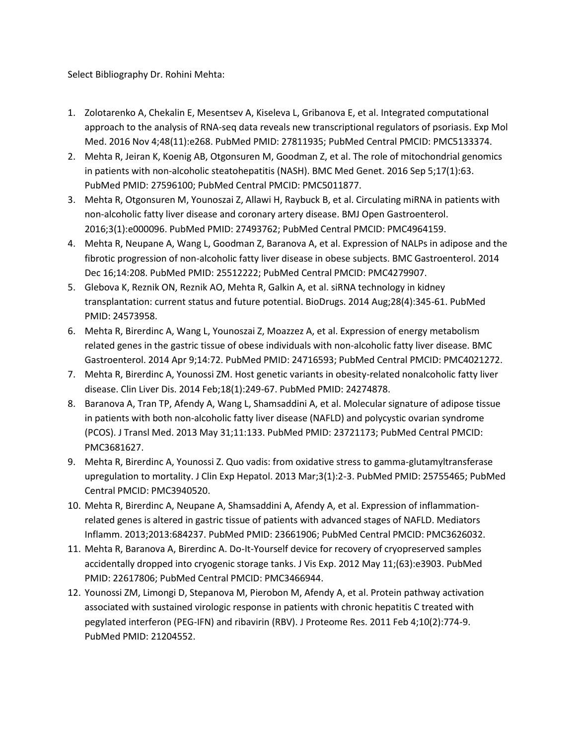Select Bibliography Dr. Rohini Mehta:

1. Zolotarenko A, Chekalin E, Mesentsev A, Kiseleva L, Gribanova E, et al. Integrated computational approach to the analysis of RNA-seq data reveals new transcriptional regulators of psoriasis. Exp Mol Med. 2016 Nov 4;48(11):e268. PubMed PMID: 27811935; PubMed Central PMCID: PMC5133374.
2. Mehta R, Jeiran K, Koenig AB, Otgonsuren M, Goodman Z, et al. The role of mitochondrial genomics in patients with non-alcoholic steatohepatitis (NASH). BMC Med Genet. 2016 Sep 5;17(1):63. PubMed PMID: 27596100; PubMed Central PMCID: PMC5011877.
3. Mehta R, Otgonsuren M, Younoszai Z, Allawi H, Raybuck B, et al. Circulating miRNA in patients with non-alcoholic fatty liver disease and coronary artery disease. BMJ Open Gastroenterol. 2016;3(1):e000096. PubMed PMID: 27493762; PubMed Central PMCID: PMC4964159.
4. Mehta R, Neupane A, Wang L, Goodman Z, Baranova A, et al. Expression of NALPs in adipose and the fibrotic progression of non-alcoholic fatty liver disease in obese subjects. BMC Gastroenterol. 2014 Dec 16;14:208. PubMed PMID: 25512222; PubMed Central PMCID: PMC4279907.
5. Glebova K, Reznik ON, Reznik AO, Mehta R, Galkin A, et al. siRNA technology in kidney transplantation: current status and future potential. BioDrugs. 2014 Aug;28(4):345-61. PubMed PMID: 24573958.
6. Mehta R, Birerdinc A, Wang L, Younoszai Z, Moazzez A, et al. Expression of energy metabolism related genes in the gastric tissue of obese individuals with non-alcoholic fatty liver disease. BMC Gastroenterol. 2014 Apr 9;14:72. PubMed PMID: 24716593; PubMed Central PMCID: PMC4021272.
7. Mehta R, Birerdinc A, Younossi ZM. Host genetic variants in obesity-related nonalcoholic fatty liver disease. Clin Liver Dis. 2014 Feb;18(1):249-67. PubMed PMID: 24274878.
8. Baranova A, Tran TP, Afendy A, Wang L, Shamsaddini A, et al. Molecular signature of adipose tissue in patients with both non-alcoholic fatty liver disease (NAFLD) and polycystic ovarian syndrome (PCOS). J Transl Med. 2013 May 31;11:133. PubMed PMID: 23721173; PubMed Central PMCID: PMC3681627.
9. Mehta R, Birerdinc A, Younossi Z. Quo vadis: from oxidative stress to gamma-glutamyltransferase upregulation to mortality. J Clin Exp Hepatol. 2013 Mar;3(1):2-3. PubMed PMID: 25755465; PubMed Central PMCID: PMC3940520.
10. Mehta R, Birerdinc A, Neupane A, Shamsaddini A, Afendy A, et al. Expression of inflammation-related genes is altered in gastric tissue of patients with advanced stages of NAFLD. Mediators Inflamm. 2013;2013:684237. PubMed PMID: 23661906; PubMed Central PMCID: PMC3626032.
11. Mehta R, Baranova A, Birerdinc A. Do-It-Yourself device for recovery of cryopreserved samples accidentally dropped into cryogenic storage tanks. J Vis Exp. 2012 May 11;(63):e3903. PubMed PMID: 22617806; PubMed Central PMCID: PMC3466944.
12. Younossi ZM, Limongi D, Stepanova M, Pierobon M, Afendy A, et al. Protein pathway activation associated with sustained virologic response in patients with chronic hepatitis C treated with pegylated interferon (PEG-IFN) and ribavirin (RBV). J Proteome Res. 2011 Feb 4;10(2):774-9. PubMed PMID: 21204552.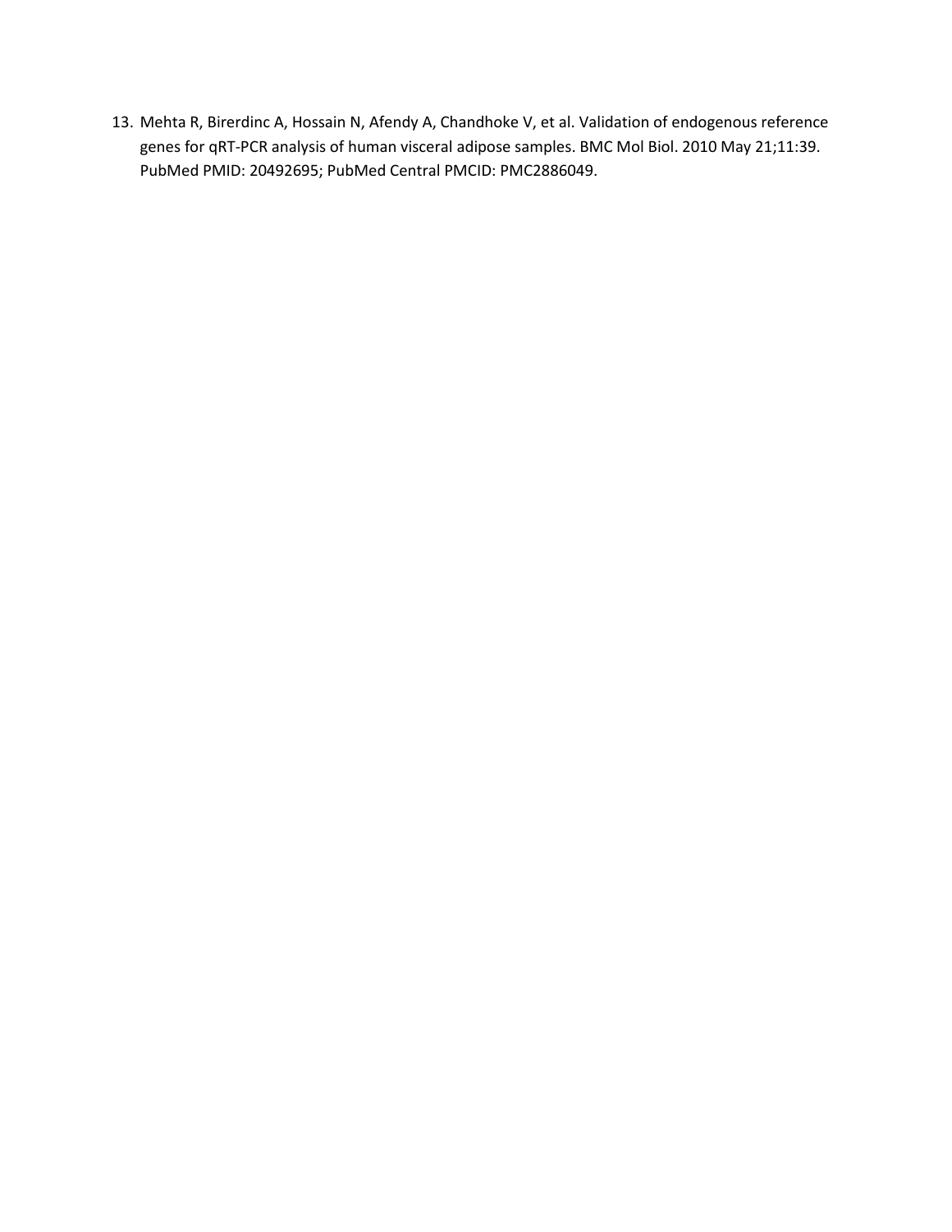13. Mehta R, Birerdinc A, Hossain N, Afendy A, Chandhoke V, et al. Validation of endogenous reference genes for qRT-PCR analysis of human visceral adipose samples. BMC Mol Biol. 2010 May 21;11:39. PubMed PMID: 20492695; PubMed Central PMCID: PMC2886049.